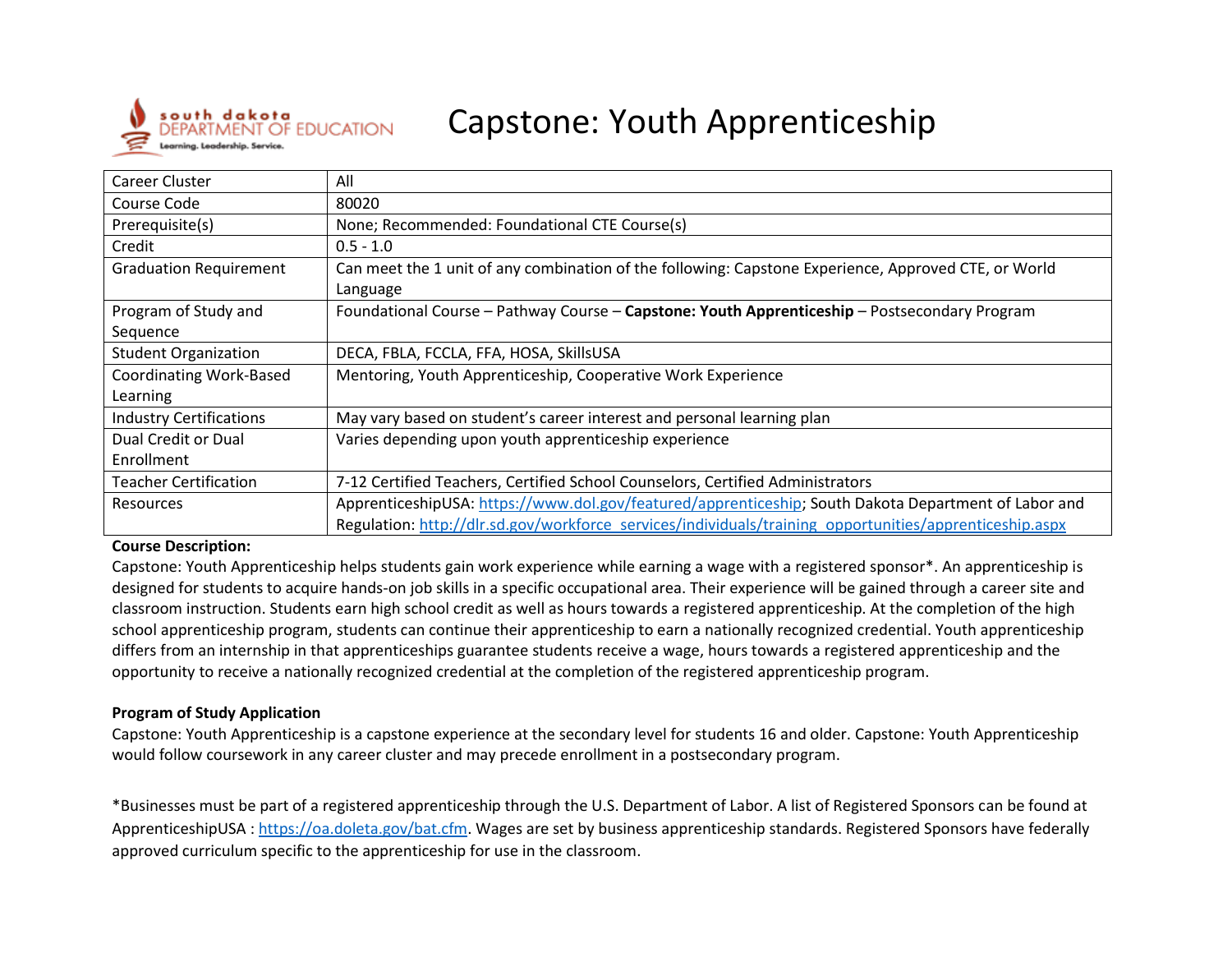# Capstone: Youth Apprenticeship

| Career Cluster | All |
|---|---|
| Course Code | 80020 |
| Prerequisite(s) | None; Recommended: Foundational CTE Course(s) |
| Credit | 0.5 - 1.0 |
| Graduation Requirement | Can meet the 1 unit of any combination of the following: Capstone Experience, Approved CTE, or World Language |
| Program of Study and Sequence | Foundational Course – Pathway Course – **Capstone: Youth Apprenticeship** – Postsecondary Program |
| Student Organization | DECA, FBLA, FCCLA, FFA, HOSA, SkillsUSA |
| Coordinating Work-Based Learning | Mentoring, Youth Apprenticeship, Cooperative Work Experience |
| Industry Certifications | May vary based on student's career interest and personal learning plan |
| Dual Credit or Dual Enrollment | Varies depending upon youth apprenticeship experience |
| Teacher Certification | 7-12 Certified Teachers, Certified School Counselors, Certified Administrators |
| Resources | ApprenticeshipUSA: https://www.dol.gov/featured/apprenticeship; South Dakota Department of Labor and Regulation: http://dlr.sd.gov/workforce_services/individuals/training_opportunities/apprenticeship.aspx |

**Course Description:**

Capstone: Youth Apprenticeship helps students gain work experience while earning a wage with a registered sponsor*. An apprenticeship is designed for students to acquire hands-on job skills in a specific occupational area. Their experience will be gained through a career site and classroom instruction. Students earn high school credit as well as hours towards a registered apprenticeship. At the completion of the high school apprenticeship program, students can continue their apprenticeship to earn a nationally recognized credential. Youth apprenticeship differs from an internship in that apprenticeships guarantee students receive a wage, hours towards a registered apprenticeship and the opportunity to receive a nationally recognized credential at the completion of the registered apprenticeship program.

**Program of Study Application**

Capstone: Youth Apprenticeship is a capstone experience at the secondary level for students 16 and older. Capstone: Youth Apprenticeship would follow coursework in any career cluster and may precede enrollment in a postsecondary program.

*Businesses must be part of a registered apprenticeship through the U.S. Department of Labor. A list of Registered Sponsors can be found at ApprenticeshipUSA : https://oa.doleta.gov/bat.cfm. Wages are set by business apprenticeship standards. Registered Sponsors have federally approved curriculum specific to the apprenticeship for use in the classroom.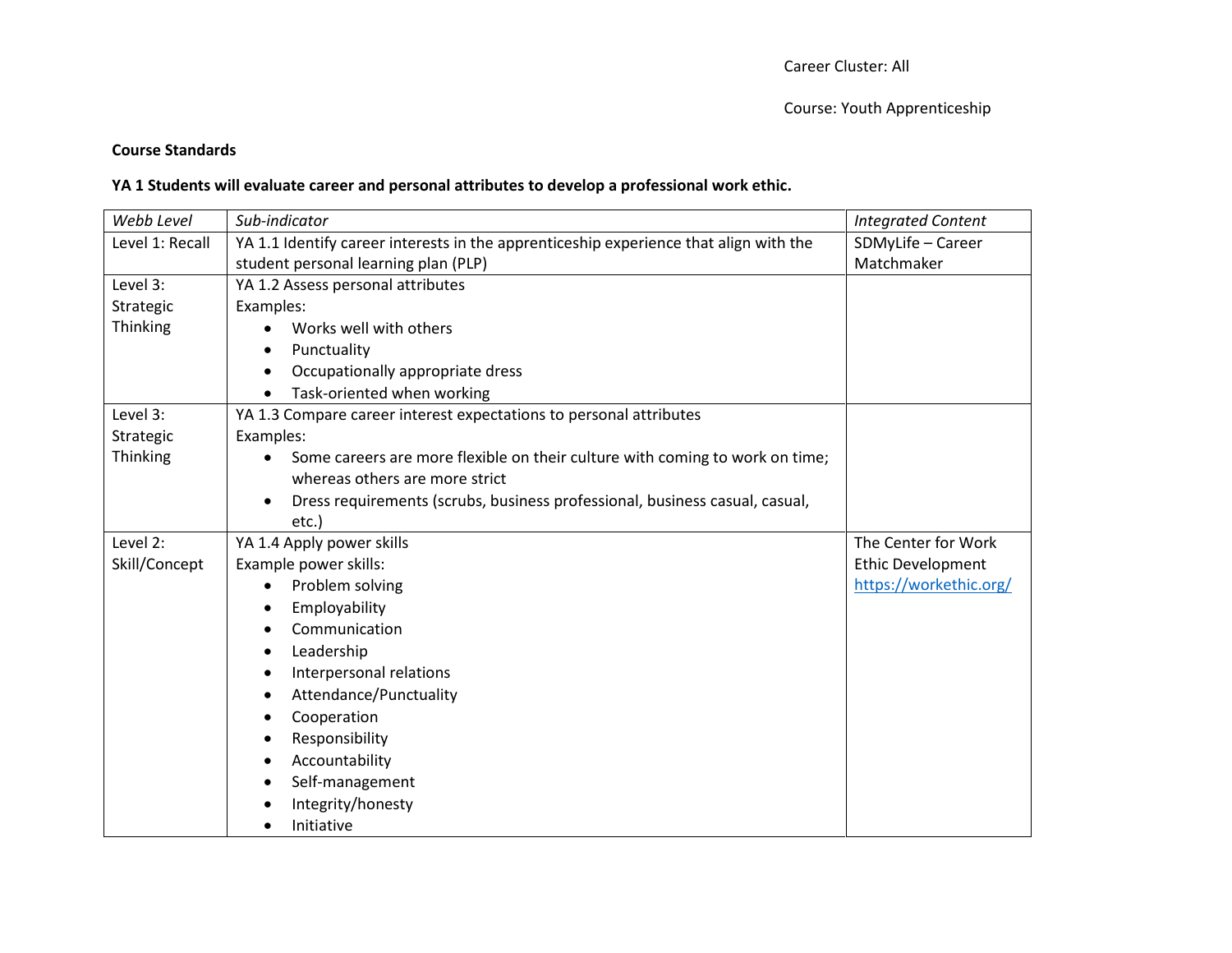Career Cluster: All

Course: Youth Apprenticeship

**Course Standards**

**YA 1 Students will evaluate career and personal attributes to develop a professional work ethic.**

| *Webb Level* | *Sub-indicator* | *Integrated Content* |
|---|---|---|
| Level 1: Recall | YA 1.1 Identify career interests in the apprenticeship experience that align with the student personal learning plan (PLP) | SDMyLife – Career Matchmaker |
| Level 3: Strategic Thinking | YA 1.2 Assess personal attributes<br>Examples:<br>• Works well with others<br>• Punctuality<br>• Occupationally appropriate dress<br>• Task-oriented when working | |
| Level 3: Strategic Thinking | YA 1.3 Compare career interest expectations to personal attributes<br>Examples:<br>• Some careers are more flexible on their culture with coming to work on time; whereas others are more strict<br>• Dress requirements (scrubs, business professional, business casual, casual, etc.) | |
| Level 2: Skill/Concept | YA 1.4 Apply power skills<br>Example power skills:<br>• Problem solving<br>• Employability<br>• Communication<br>• Leadership<br>• Interpersonal relations<br>• Attendance/Punctuality<br>• Cooperation<br>• Responsibility<br>• Accountability<br>• Self-management<br>• Integrity/honesty<br>• Initiative | The Center for Work Ethic Development https://workethic.org/ |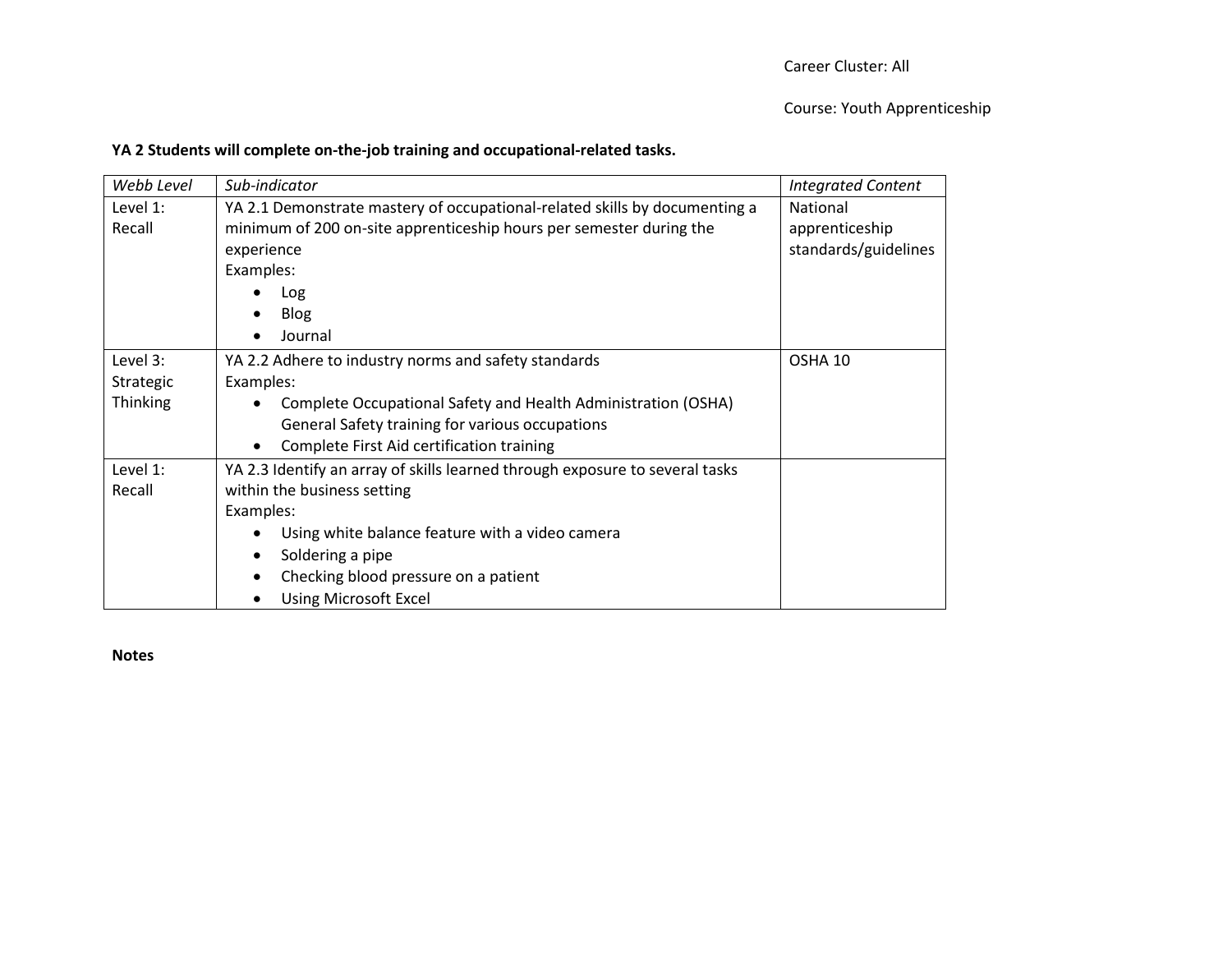Career Cluster: All

Course: Youth Apprenticeship

**YA 2 Students will complete on-the-job training and occupational-related tasks.**

| *Webb Level* | *Sub-indicator* | *Integrated Content* |
|---|---|---|
| Level 1: Recall | YA 2.1 Demonstrate mastery of occupational-related skills by documenting a minimum of 200 on-site apprenticeship hours per semester during the experience<br>Examples:<br>• Log<br>• Blog<br>• Journal | National apprenticeship standards/guidelines |
| Level 3: Strategic Thinking | YA 2.2 Adhere to industry norms and safety standards<br>Examples:<br>• Complete Occupational Safety and Health Administration (OSHA) General Safety training for various occupations<br>• Complete First Aid certification training | OSHA 10 |
| Level 1: Recall | YA 2.3 Identify an array of skills learned through exposure to several tasks within the business setting<br>Examples:<br>• Using white balance feature with a video camera<br>• Soldering a pipe<br>• Checking blood pressure on a patient<br>• Using Microsoft Excel | |

**Notes**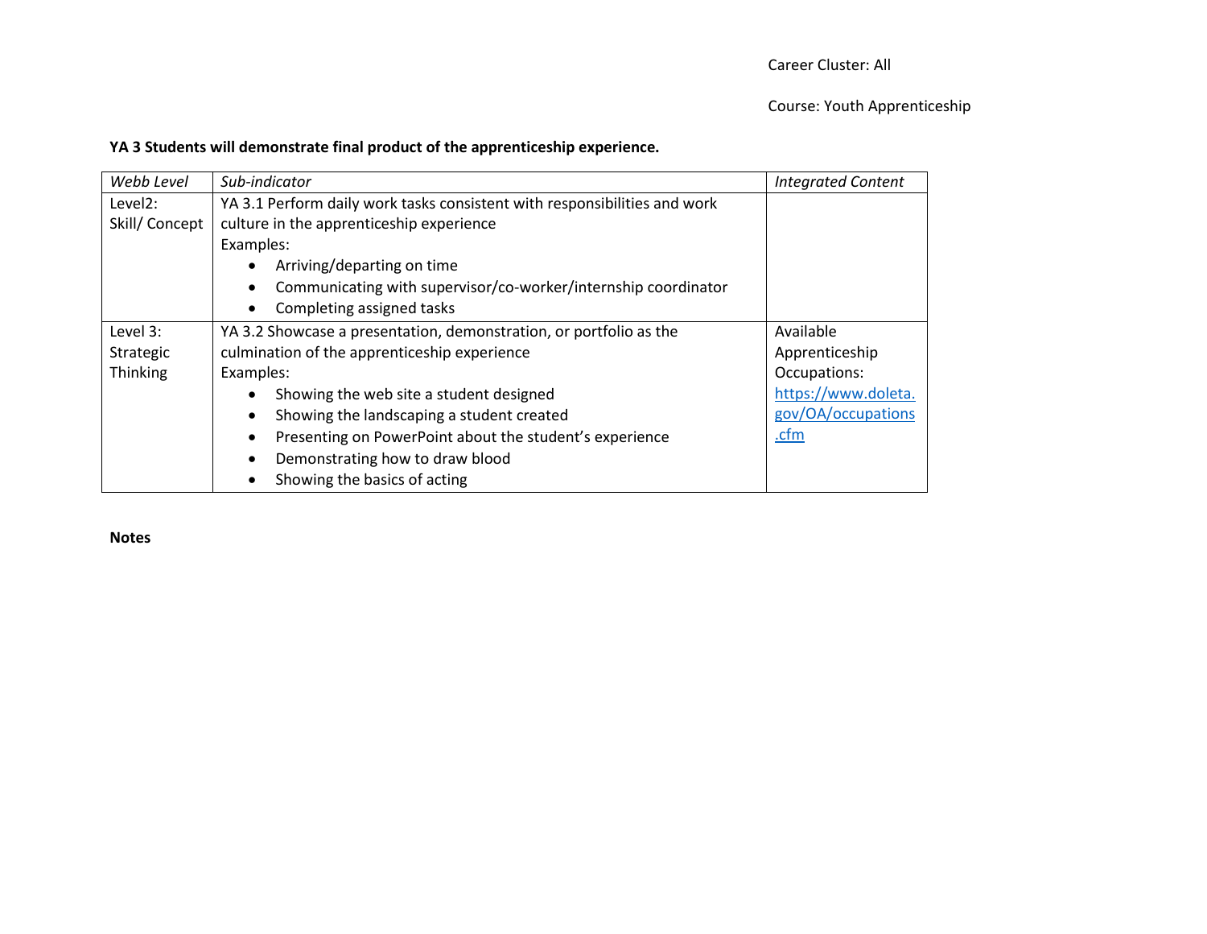Career Cluster: All

Course: Youth Apprenticeship

**YA 3 Students will demonstrate final product of the apprenticeship experience.**

| *Webb Level* | *Sub-indicator* | *Integrated Content* |
|---|---|---|
| Level2: Skill/ Concept | YA 3.1 Perform daily work tasks consistent with responsibilities and work culture in the apprenticeship experience<br>Examples:<br>• Arriving/departing on time<br>• Communicating with supervisor/co-worker/internship coordinator<br>• Completing assigned tasks | |
| Level 3: Strategic Thinking | YA 3.2 Showcase a presentation, demonstration, or portfolio as the culmination of the apprenticeship experience<br>Examples:<br>• Showing the web site a student designed<br>• Showing the landscaping a student created<br>• Presenting on PowerPoint about the student's experience<br>• Demonstrating how to draw blood<br>• Showing the basics of acting | Available Apprenticeship Occupations: https://www.doleta.gov/OA/occupations.cfm |

**Notes**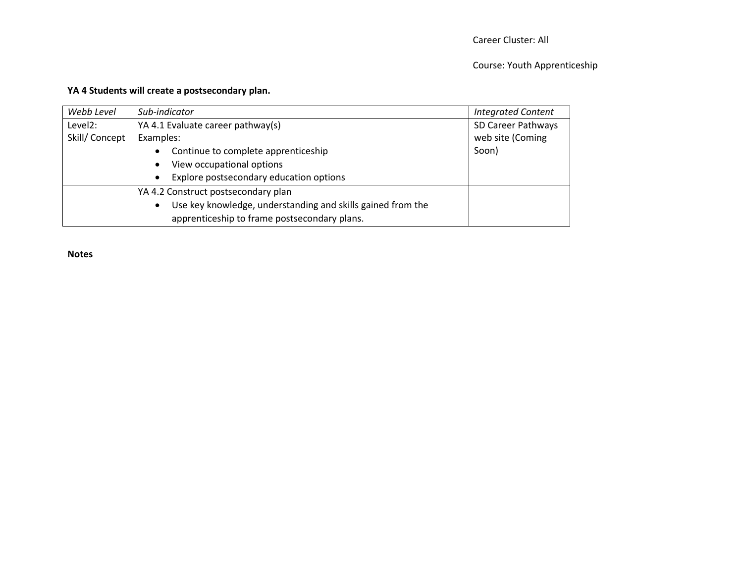Career Cluster: All

Course: Youth Apprenticeship

**YA 4 Students will create a postsecondary plan.**

| *Webb Level* | *Sub-indicator* | *Integrated Content* |
|---|---|---|
| Level2: Skill/ Concept | YA 4.1 Evaluate career pathway(s)<br>Examples:<br>• Continue to complete apprenticeship<br>• View occupational options<br>• Explore postsecondary education options | SD Career Pathways web site (Coming Soon) |
| | YA 4.2 Construct postsecondary plan<br>• Use key knowledge, understanding and skills gained from the apprenticeship to frame postsecondary plans. | |

**Notes**